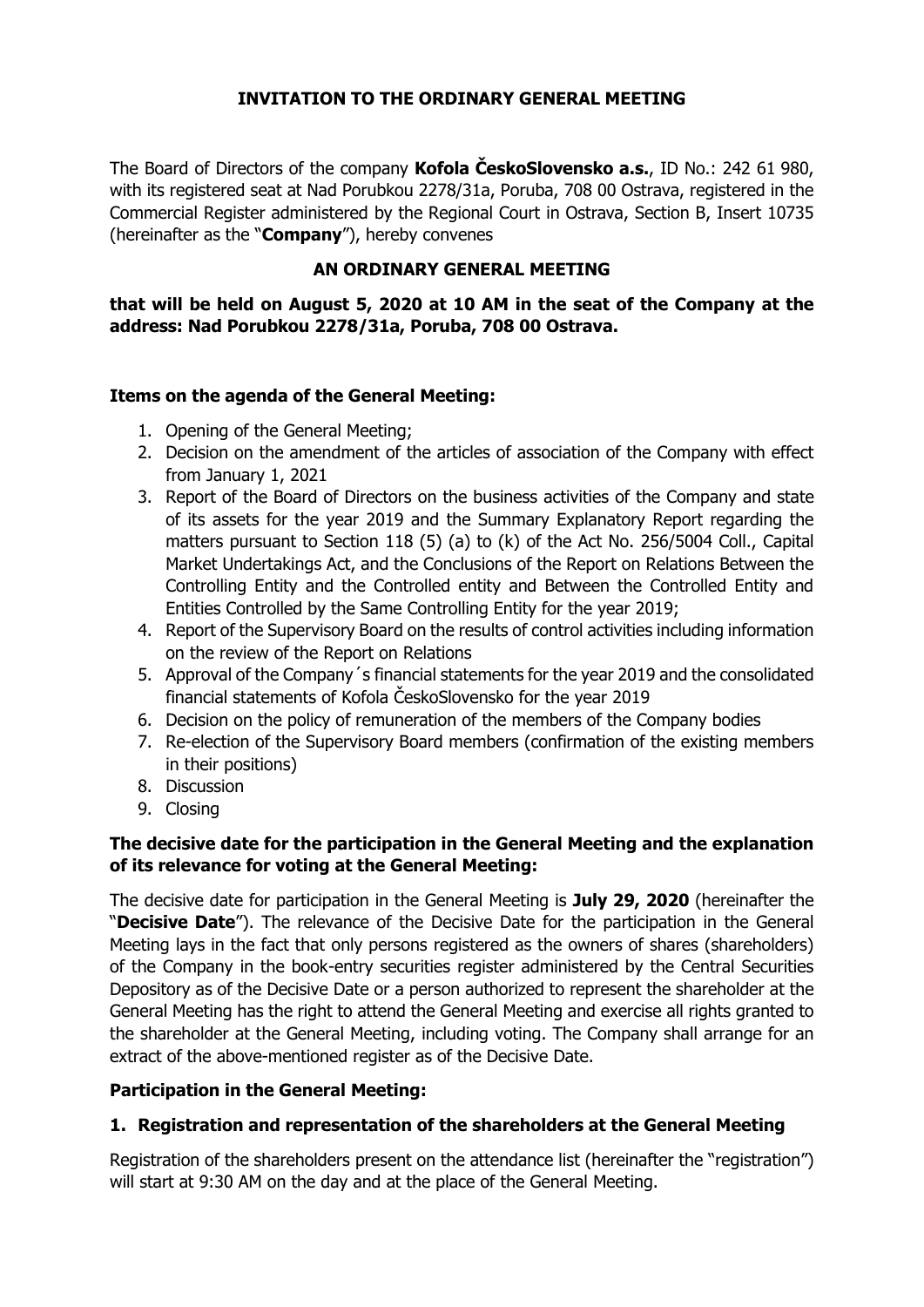# INVITATION TO THE ORDINARY GENERAL MEETING

The Board of Directors of the company **Kofola ČeskoSlovensko a.s.**, ID No.: 242 61 980, with its registered seat at Nad Porubkou 2278/31a, Poruba, 708 00 Ostrava, registered in the Commercial Register administered by the Regional Court in Ostrava, Section B, Insert 10735 (hereinafter as the "**Company**"), hereby convenes

## AN ORDINARY GENERAL MEETING

**that will be held on August 5, 2020 at 10 AM in the seat of the Company at the address: Nad Porubkou 2278/31a, Poruba, 708 00 Ostrava.**

### Items on the agenda of the General Meeting:

1. Opening of the General Meeting;
2. Decision on the amendment of the articles of association of the Company with effect from January 1, 2021
3. Report of the Board of Directors on the business activities of the Company and state of its assets for the year 2019 and the Summary Explanatory Report regarding the matters pursuant to Section 118 (5) (a) to (k) of the Act No. 256/5004 Coll., Capital Market Undertakings Act, and the Conclusions of the Report on Relations Between the Controlling Entity and the Controlled entity and Between the Controlled Entity and Entities Controlled by the Same Controlling Entity for the year 2019;
4. Report of the Supervisory Board on the results of control activities including information on the review of the Report on Relations
5. Approval of the Company´s financial statements for the year 2019 and the consolidated financial statements of Kofola ČeskoSlovensko for the year 2019
6. Decision on the policy of remuneration of the members of the Company bodies
7. Re-election of the Supervisory Board members (confirmation of the existing members in their positions)
8. Discussion
9. Closing

### The decisive date for the participation in the General Meeting and the explanation of its relevance for voting at the General Meeting:

The decisive date for participation in the General Meeting is **July 29, 2020** (hereinafter the "**Decisive Date**"). The relevance of the Decisive Date for the participation in the General Meeting lays in the fact that only persons registered as the owners of shares (shareholders) of the Company in the book-entry securities register administered by the Central Securities Depository as of the Decisive Date or a person authorized to represent the shareholder at the General Meeting has the right to attend the General Meeting and exercise all rights granted to the shareholder at the General Meeting, including voting. The Company shall arrange for an extract of the above-mentioned register as of the Decisive Date.

### Participation in the General Meeting:

#### 1. Registration and representation of the shareholders at the General Meeting

Registration of the shareholders present on the attendance list (hereinafter the "registration") will start at 9:30 AM on the day and at the place of the General Meeting.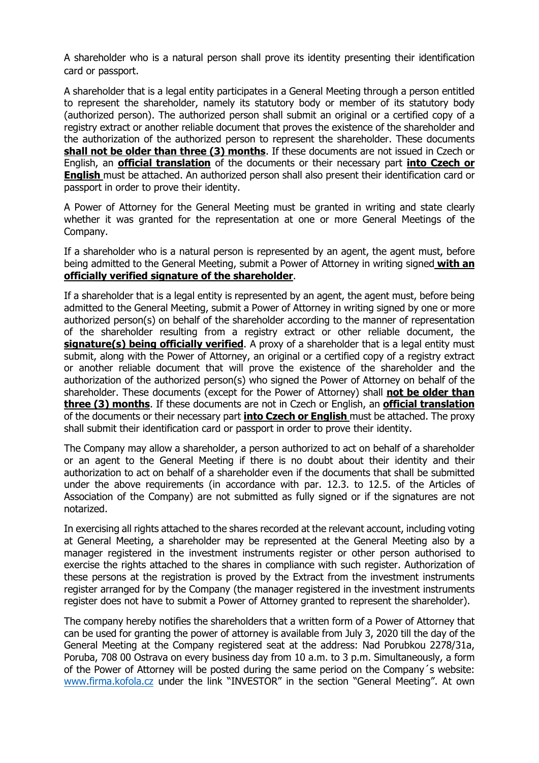A shareholder who is a natural person shall prove its identity presenting their identification card or passport.

A shareholder that is a legal entity participates in a General Meeting through a person entitled to represent the shareholder, namely its statutory body or member of its statutory body (authorized person). The authorized person shall submit an original or a certified copy of a registry extract or another reliable document that proves the existence of the shareholder and the authorization of the authorized person to represent the shareholder. These documents **shall not be older than three (3) months**. If these documents are not issued in Czech or English, an **official translation** of the documents or their necessary part **into Czech or English** must be attached. An authorized person shall also present their identification card or passport in order to prove their identity.

A Power of Attorney for the General Meeting must be granted in writing and state clearly whether it was granted for the representation at one or more General Meetings of the Company.

If a shareholder who is a natural person is represented by an agent, the agent must, before being admitted to the General Meeting, submit a Power of Attorney in writing signed **with an officially verified signature of the shareholder**.

If a shareholder that is a legal entity is represented by an agent, the agent must, before being admitted to the General Meeting, submit a Power of Attorney in writing signed by one or more authorized person(s) on behalf of the shareholder according to the manner of representation of the shareholder resulting from a registry extract or other reliable document, the **signature(s) being officially verified**. A proxy of a shareholder that is a legal entity must submit, along with the Power of Attorney, an original or a certified copy of a registry extract or another reliable document that will prove the existence of the shareholder and the authorization of the authorized person(s) who signed the Power of Attorney on behalf of the shareholder. These documents (except for the Power of Attorney) shall **not be older than three (3) months**. If these documents are not in Czech or English, an **official translation** of the documents or their necessary part **into Czech or English** must be attached. The proxy shall submit their identification card or passport in order to prove their identity.

The Company may allow a shareholder, a person authorized to act on behalf of a shareholder or an agent to the General Meeting if there is no doubt about their identity and their authorization to act on behalf of a shareholder even if the documents that shall be submitted under the above requirements (in accordance with par. 12.3. to 12.5. of the Articles of Association of the Company) are not submitted as fully signed or if the signatures are not notarized.

In exercising all rights attached to the shares recorded at the relevant account, including voting at General Meeting, a shareholder may be represented at the General Meeting also by a manager registered in the investment instruments register or other person authorised to exercise the rights attached to the shares in compliance with such register. Authorization of these persons at the registration is proved by the Extract from the investment instruments register arranged for by the Company (the manager registered in the investment instruments register does not have to submit a Power of Attorney granted to represent the shareholder).

The company hereby notifies the shareholders that a written form of a Power of Attorney that can be used for granting the power of attorney is available from July 3, 2020 till the day of the General Meeting at the Company registered seat at the address: Nad Porubkou 2278/31a, Poruba, 708 00 Ostrava on every business day from 10 a.m. to 3 p.m. Simultaneously, a form of the Power of Attorney will be posted during the same period on the Company´s website: www.firma.kofola.cz under the link "INVESTOR" in the section "General Meeting". At own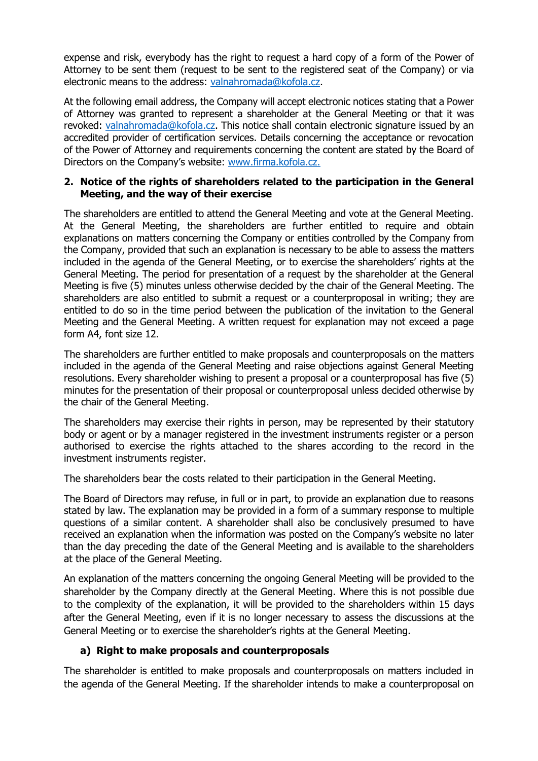expense and risk, everybody has the right to request a hard copy of a form of the Power of Attorney to be sent them (request to be sent to the registered seat of the Company) or via electronic means to the address: valnahromada@kofola.cz.

At the following email address, the Company will accept electronic notices stating that a Power of Attorney was granted to represent a shareholder at the General Meeting or that it was revoked: valnahromada@kofola.cz. This notice shall contain electronic signature issued by an accredited provider of certification services. Details concerning the acceptance or revocation of the Power of Attorney and requirements concerning the content are stated by the Board of Directors on the Company's website: www.firma.kofola.cz.

## 2. Notice of the rights of shareholders related to the participation in the General Meeting, and the way of their exercise

The shareholders are entitled to attend the General Meeting and vote at the General Meeting. At the General Meeting, the shareholders are further entitled to require and obtain explanations on matters concerning the Company or entities controlled by the Company from the Company, provided that such an explanation is necessary to be able to assess the matters included in the agenda of the General Meeting, or to exercise the shareholders' rights at the General Meeting. The period for presentation of a request by the shareholder at the General Meeting is five (5) minutes unless otherwise decided by the chair of the General Meeting. The shareholders are also entitled to submit a request or a counterproposal in writing; they are entitled to do so in the time period between the publication of the invitation to the General Meeting and the General Meeting. A written request for explanation may not exceed a page form A4, font size 12.

The shareholders are further entitled to make proposals and counterproposals on the matters included in the agenda of the General Meeting and raise objections against General Meeting resolutions. Every shareholder wishing to present a proposal or a counterproposal has five (5) minutes for the presentation of their proposal or counterproposal unless decided otherwise by the chair of the General Meeting.

The shareholders may exercise their rights in person, may be represented by their statutory body or agent or by a manager registered in the investment instruments register or a person authorised to exercise the rights attached to the shares according to the record in the investment instruments register.

The shareholders bear the costs related to their participation in the General Meeting.

The Board of Directors may refuse, in full or in part, to provide an explanation due to reasons stated by law. The explanation may be provided in a form of a summary response to multiple questions of a similar content. A shareholder shall also be conclusively presumed to have received an explanation when the information was posted on the Company's website no later than the day preceding the date of the General Meeting and is available to the shareholders at the place of the General Meeting.

An explanation of the matters concerning the ongoing General Meeting will be provided to the shareholder by the Company directly at the General Meeting. Where this is not possible due to the complexity of the explanation, it will be provided to the shareholders within 15 days after the General Meeting, even if it is no longer necessary to assess the discussions at the General Meeting or to exercise the shareholder's rights at the General Meeting.

### a) Right to make proposals and counterproposals

The shareholder is entitled to make proposals and counterproposals on matters included in the agenda of the General Meeting. If the shareholder intends to make a counterproposal on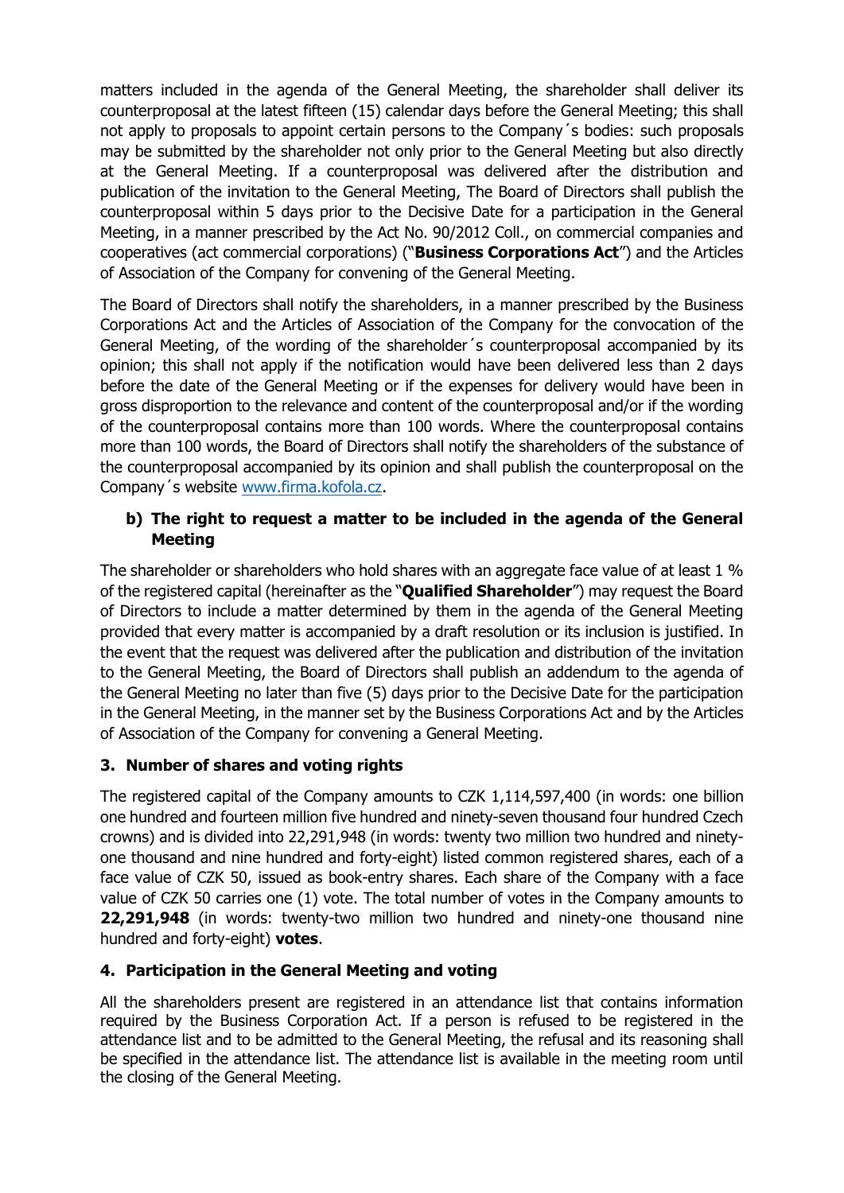matters included in the agenda of the General Meeting, the shareholder shall deliver its counterproposal at the latest fifteen (15) calendar days before the General Meeting; this shall not apply to proposals to appoint certain persons to the Company´s bodies: such proposals may be submitted by the shareholder not only prior to the General Meeting but also directly at the General Meeting. If a counterproposal was delivered after the distribution and publication of the invitation to the General Meeting, The Board of Directors shall publish the counterproposal within 5 days prior to the Decisive Date for a participation in the General Meeting, in a manner prescribed by the Act No. 90/2012 Coll., on commercial companies and cooperatives (act commercial corporations) ("**Business Corporations Act**") and the Articles of Association of the Company for convening of the General Meeting.

The Board of Directors shall notify the shareholders, in a manner prescribed by the Business Corporations Act and the Articles of Association of the Company for the convocation of the General Meeting, of the wording of the shareholder´s counterproposal accompanied by its opinion; this shall not apply if the notification would have been delivered less than 2 days before the date of the General Meeting or if the expenses for delivery would have been in gross disproportion to the relevance and content of the counterproposal and/or if the wording of the counterproposal contains more than 100 words. Where the counterproposal contains more than 100 words, the Board of Directors shall notify the shareholders of the substance of the counterproposal accompanied by its opinion and shall publish the counterproposal on the Company´s website [www.firma.kofola.cz](www.firma.kofola.cz).

### b) The right to request a matter to be included in the agenda of the General Meeting

The shareholder or shareholders who hold shares with an aggregate face value of at least 1 % of the registered capital (hereinafter as the "**Qualified Shareholder**") may request the Board of Directors to include a matter determined by them in the agenda of the General Meeting provided that every matter is accompanied by a draft resolution or its inclusion is justified. In the event that the request was delivered after the publication and distribution of the invitation to the General Meeting, the Board of Directors shall publish an addendum to the agenda of the General Meeting no later than five (5) days prior to the Decisive Date for the participation in the General Meeting, in the manner set by the Business Corporations Act and by the Articles of Association of the Company for convening a General Meeting.

## 3. Number of shares and voting rights

The registered capital of the Company amounts to CZK 1,114,597,400 (in words: one billion one hundred and fourteen million five hundred and ninety-seven thousand four hundred Czech crowns) and is divided into 22,291,948 (in words: twenty two million two hundred and ninety-one thousand and nine hundred and forty-eight) listed common registered shares, each of a face value of CZK 50, issued as book-entry shares. Each share of the Company with a face value of CZK 50 carries one (1) vote. The total number of votes in the Company amounts to **22,291,948** (in words: twenty-two million two hundred and ninety-one thousand nine hundred and forty-eight) **votes**.

## 4. Participation in the General Meeting and voting

All the shareholders present are registered in an attendance list that contains information required by the Business Corporation Act. If a person is refused to be registered in the attendance list and to be admitted to the General Meeting, the refusal and its reasoning shall be specified in the attendance list. The attendance list is available in the meeting room until the closing of the General Meeting.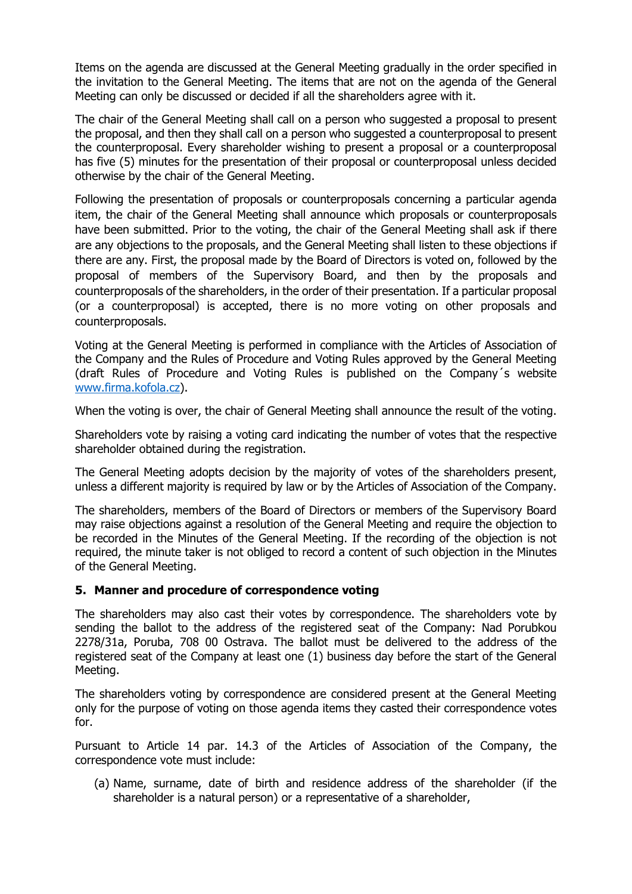Items on the agenda are discussed at the General Meeting gradually in the order specified in the invitation to the General Meeting. The items that are not on the agenda of the General Meeting can only be discussed or decided if all the shareholders agree with it.

The chair of the General Meeting shall call on a person who suggested a proposal to present the proposal, and then they shall call on a person who suggested a counterproposal to present the counterproposal. Every shareholder wishing to present a proposal or a counterproposal has five (5) minutes for the presentation of their proposal or counterproposal unless decided otherwise by the chair of the General Meeting.

Following the presentation of proposals or counterproposals concerning a particular agenda item, the chair of the General Meeting shall announce which proposals or counterproposals have been submitted. Prior to the voting, the chair of the General Meeting shall ask if there are any objections to the proposals, and the General Meeting shall listen to these objections if there are any. First, the proposal made by the Board of Directors is voted on, followed by the proposal of members of the Supervisory Board, and then by the proposals and counterproposals of the shareholders, in the order of their presentation. If a particular proposal (or a counterproposal) is accepted, there is no more voting on other proposals and counterproposals.

Voting at the General Meeting is performed in compliance with the Articles of Association of the Company and the Rules of Procedure and Voting Rules approved by the General Meeting (draft Rules of Procedure and Voting Rules is published on the Company´s website www.firma.kofola.cz).

When the voting is over, the chair of General Meeting shall announce the result of the voting.

Shareholders vote by raising a voting card indicating the number of votes that the respective shareholder obtained during the registration.

The General Meeting adopts decision by the majority of votes of the shareholders present, unless a different majority is required by law or by the Articles of Association of the Company.

The shareholders, members of the Board of Directors or members of the Supervisory Board may raise objections against a resolution of the General Meeting and require the objection to be recorded in the Minutes of the General Meeting. If the recording of the objection is not required, the minute taker is not obliged to record a content of such objection in the Minutes of the General Meeting.

## 5. Manner and procedure of correspondence voting

The shareholders may also cast their votes by correspondence. The shareholders vote by sending the ballot to the address of the registered seat of the Company: Nad Porubkou 2278/31a, Poruba, 708 00 Ostrava. The ballot must be delivered to the address of the registered seat of the Company at least one (1) business day before the start of the General Meeting.

The shareholders voting by correspondence are considered present at the General Meeting only for the purpose of voting on those agenda items they casted their correspondence votes for.

Pursuant to Article 14 par. 14.3 of the Articles of Association of the Company, the correspondence vote must include:

(a) Name, surname, date of birth and residence address of the shareholder (if the shareholder is a natural person) or a representative of a shareholder,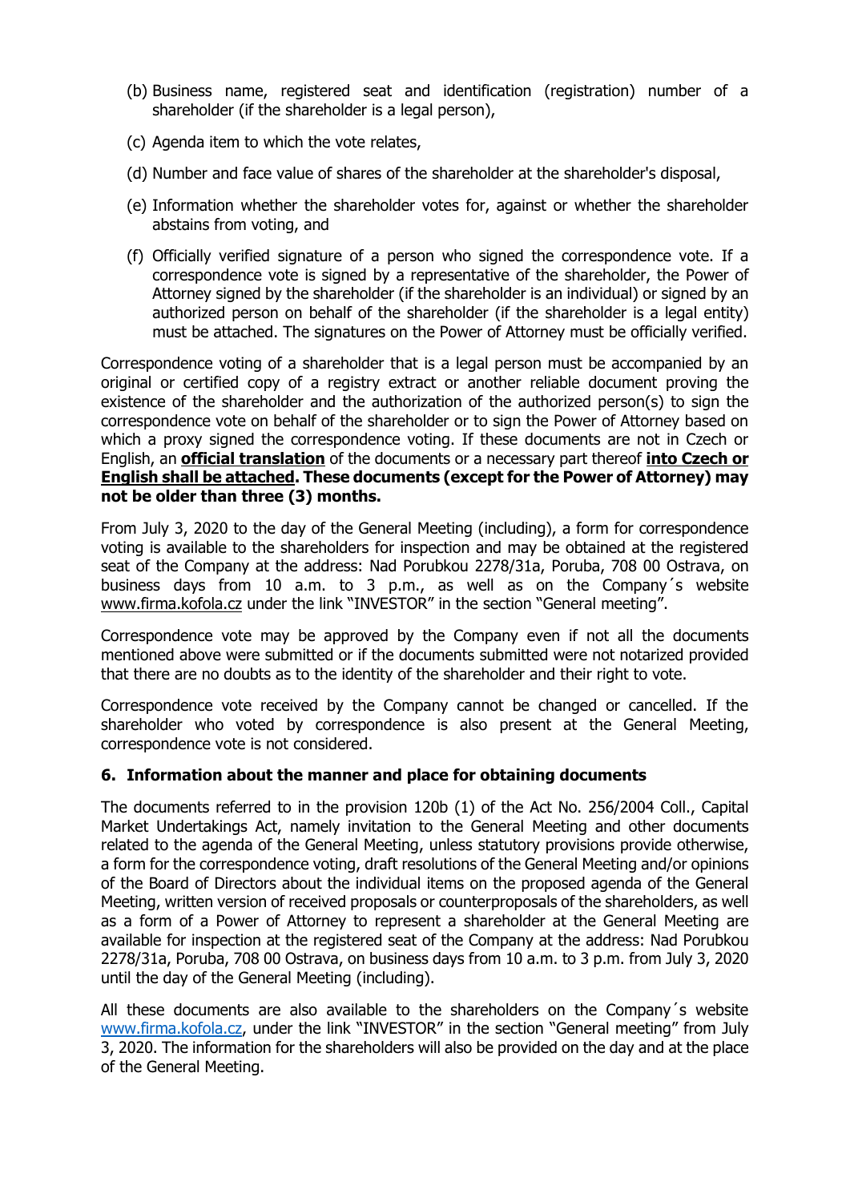(b) Business name, registered seat and identification (registration) number of a shareholder (if the shareholder is a legal person),

(c) Agenda item to which the vote relates,

(d) Number and face value of shares of the shareholder at the shareholder's disposal,

(e) Information whether the shareholder votes for, against or whether the shareholder abstains from voting, and

(f) Officially verified signature of a person who signed the correspondence vote. If a correspondence vote is signed by a representative of the shareholder, the Power of Attorney signed by the shareholder (if the shareholder is an individual) or signed by an authorized person on behalf of the shareholder (if the shareholder is a legal entity) must be attached. The signatures on the Power of Attorney must be officially verified.

Correspondence voting of a shareholder that is a legal person must be accompanied by an original or certified copy of a registry extract or another reliable document proving the existence of the shareholder and the authorization of the authorized person(s) to sign the correspondence vote on behalf of the shareholder or to sign the Power of Attorney based on which a proxy signed the correspondence voting. If these documents are not in Czech or English, an **official translation** of the documents or a necessary part thereof **into Czech or English shall be attached. These documents (except for the Power of Attorney) may not be older than three (3) months.**

From July 3, 2020 to the day of the General Meeting (including), a form for correspondence voting is available to the shareholders for inspection and may be obtained at the registered seat of the Company at the address: Nad Porubkou 2278/31a, Poruba, 708 00 Ostrava, on business days from 10 a.m. to 3 p.m., as well as on the Company´s website www.firma.kofola.cz under the link "INVESTOR" in the section "General meeting".

Correspondence vote may be approved by the Company even if not all the documents mentioned above were submitted or if the documents submitted were not notarized provided that there are no doubts as to the identity of the shareholder and their right to vote.

Correspondence vote received by the Company cannot be changed or cancelled. If the shareholder who voted by correspondence is also present at the General Meeting, correspondence vote is not considered.

## 6. Information about the manner and place for obtaining documents

The documents referred to in the provision 120b (1) of the Act No. 256/2004 Coll., Capital Market Undertakings Act, namely invitation to the General Meeting and other documents related to the agenda of the General Meeting, unless statutory provisions provide otherwise, a form for the correspondence voting, draft resolutions of the General Meeting and/or opinions of the Board of Directors about the individual items on the proposed agenda of the General Meeting, written version of received proposals or counterproposals of the shareholders, as well as a form of a Power of Attorney to represent a shareholder at the General Meeting are available for inspection at the registered seat of the Company at the address: Nad Porubkou 2278/31a, Poruba, 708 00 Ostrava, on business days from 10 a.m. to 3 p.m. from July 3, 2020 until the day of the General Meeting (including).

All these documents are also available to the shareholders on the Company´s website www.firma.kofola.cz, under the link "INVESTOR" in the section "General meeting" from July 3, 2020. The information for the shareholders will also be provided on the day and at the place of the General Meeting.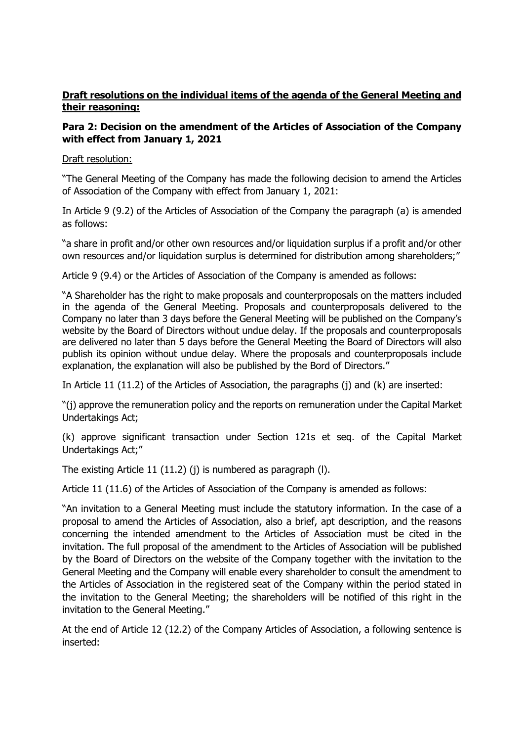**Draft resolutions on the individual items of the agenda of the General Meeting and their reasoning:**

**Para 2: Decision on the amendment of the Articles of Association of the Company with effect from January 1, 2021**

Draft resolution:

"The General Meeting of the Company has made the following decision to amend the Articles of Association of the Company with effect from January 1, 2021:

In Article 9 (9.2) of the Articles of Association of the Company the paragraph (a) is amended as follows:

"a share in profit and/or other own resources and/or liquidation surplus if a profit and/or other own resources and/or liquidation surplus is determined for distribution among shareholders;"

Article 9 (9.4) or the Articles of Association of the Company is amended as follows:

"A Shareholder has the right to make proposals and counterproposals on the matters included in the agenda of the General Meeting. Proposals and counterproposals delivered to the Company no later than 3 days before the General Meeting will be published on the Company's website by the Board of Directors without undue delay. If the proposals and counterproposals are delivered no later than 5 days before the General Meeting the Board of Directors will also publish its opinion without undue delay. Where the proposals and counterproposals include explanation, the explanation will also be published by the Bord of Directors."

In Article 11 (11.2) of the Articles of Association, the paragraphs (j) and (k) are inserted:

"(j) approve the remuneration policy and the reports on remuneration under the Capital Market Undertakings Act;

(k) approve significant transaction under Section 121s et seq. of the Capital Market Undertakings Act;"

The existing Article 11 (11.2) (j) is numbered as paragraph (l).

Article 11 (11.6) of the Articles of Association of the Company is amended as follows:

"An invitation to a General Meeting must include the statutory information. In the case of a proposal to amend the Articles of Association, also a brief, apt description, and the reasons concerning the intended amendment to the Articles of Association must be cited in the invitation. The full proposal of the amendment to the Articles of Association will be published by the Board of Directors on the website of the Company together with the invitation to the General Meeting and the Company will enable every shareholder to consult the amendment to the Articles of Association in the registered seat of the Company within the period stated in the invitation to the General Meeting; the shareholders will be notified of this right in the invitation to the General Meeting."

At the end of Article 12 (12.2) of the Company Articles of Association, a following sentence is inserted: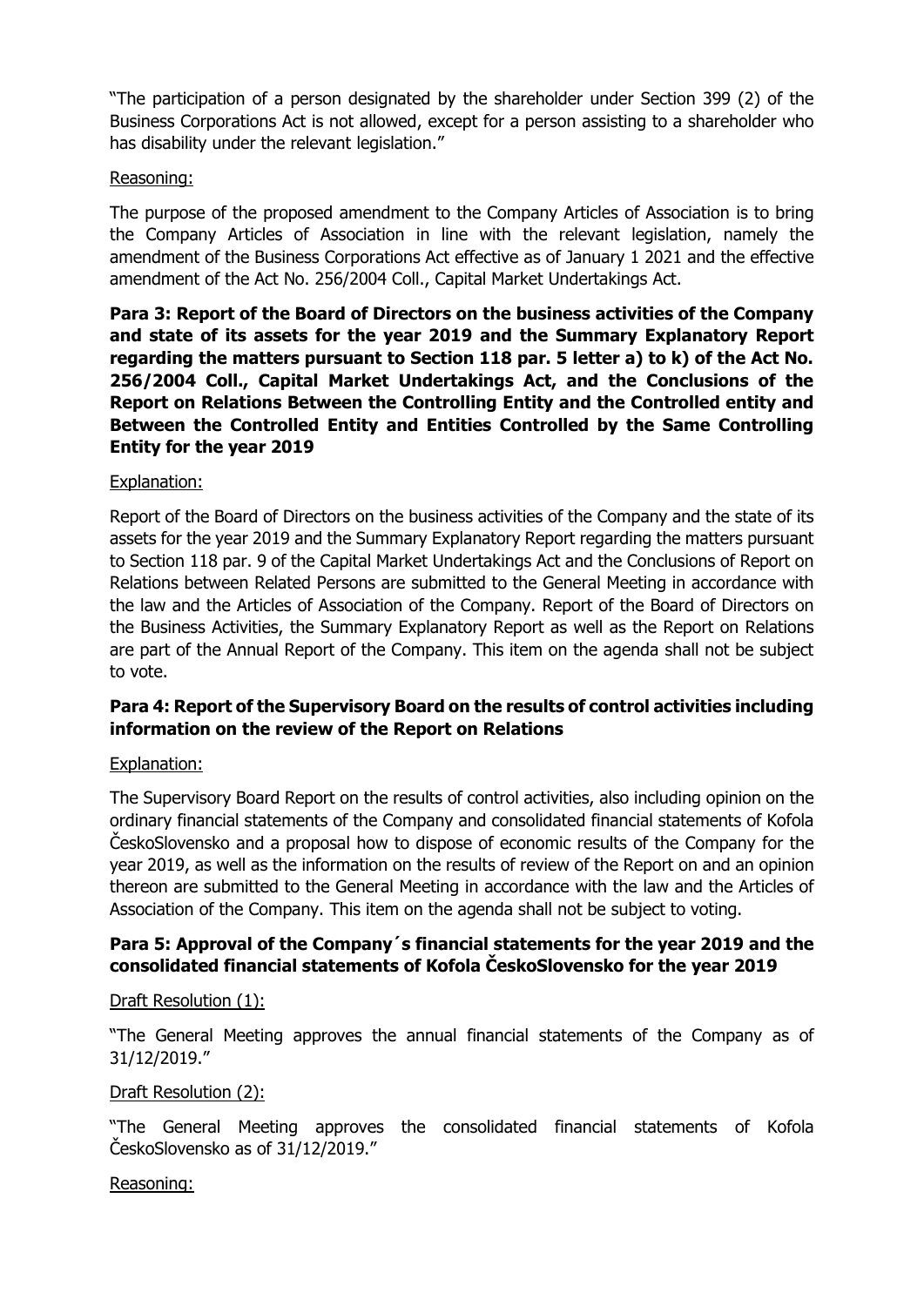"The participation of a person designated by the shareholder under Section 399 (2) of the Business Corporations Act is not allowed, except for a person assisting to a shareholder who has disability under the relevant legislation."

Reasoning:

The purpose of the proposed amendment to the Company Articles of Association is to bring the Company Articles of Association in line with the relevant legislation, namely the amendment of the Business Corporations Act effective as of January 1 2021 and the effective amendment of the Act No. 256/2004 Coll., Capital Market Undertakings Act.

**Para 3: Report of the Board of Directors on the business activities of the Company and state of its assets for the year 2019 and the Summary Explanatory Report regarding the matters pursuant to Section 118 par. 5 letter a) to k) of the Act No. 256/2004 Coll., Capital Market Undertakings Act, and the Conclusions of the Report on Relations Between the Controlling Entity and the Controlled entity and Between the Controlled Entity and Entities Controlled by the Same Controlling Entity for the year 2019**

Explanation:

Report of the Board of Directors on the business activities of the Company and the state of its assets for the year 2019 and the Summary Explanatory Report regarding the matters pursuant to Section 118 par. 9 of the Capital Market Undertakings Act and the Conclusions of Report on Relations between Related Persons are submitted to the General Meeting in accordance with the law and the Articles of Association of the Company. Report of the Board of Directors on the Business Activities, the Summary Explanatory Report as well as the Report on Relations are part of the Annual Report of the Company. This item on the agenda shall not be subject to vote.

**Para 4: Report of the Supervisory Board on the results of control activities including information on the review of the Report on Relations**

Explanation:

The Supervisory Board Report on the results of control activities, also including opinion on the ordinary financial statements of the Company and consolidated financial statements of Kofola ČeskoSlovensko and a proposal how to dispose of economic results of the Company for the year 2019, as well as the information on the results of review of the Report on and an opinion thereon are submitted to the General Meeting in accordance with the law and the Articles of Association of the Company. This item on the agenda shall not be subject to voting.

**Para 5: Approval of the Company´s financial statements for the year 2019 and the consolidated financial statements of Kofola ČeskoSlovensko for the year 2019**

Draft Resolution (1):

"The General Meeting approves the annual financial statements of the Company as of 31/12/2019."

Draft Resolution (2):

"The General Meeting approves the consolidated financial statements of Kofola ČeskoSlovensko as of 31/12/2019."

Reasoning: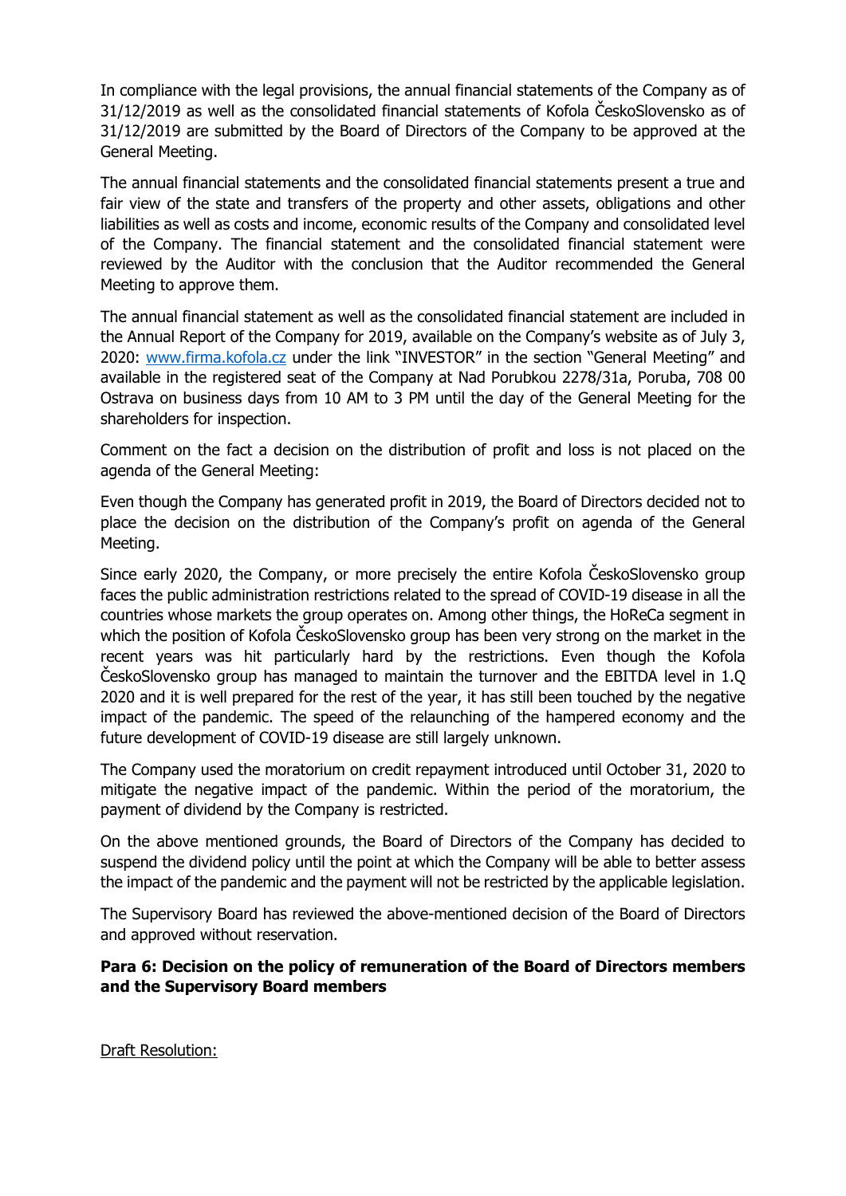In compliance with the legal provisions, the annual financial statements of the Company as of 31/12/2019 as well as the consolidated financial statements of Kofola ČeskoSlovensko as of 31/12/2019 are submitted by the Board of Directors of the Company to be approved at the General Meeting.

The annual financial statements and the consolidated financial statements present a true and fair view of the state and transfers of the property and other assets, obligations and other liabilities as well as costs and income, economic results of the Company and consolidated level of the Company. The financial statement and the consolidated financial statement were reviewed by the Auditor with the conclusion that the Auditor recommended the General Meeting to approve them.

The annual financial statement as well as the consolidated financial statement are included in the Annual Report of the Company for 2019, available on the Company's website as of July 3, 2020: [www.firma.kofola.cz](www.firma.kofola.cz) under the link "INVESTOR" in the section "General Meeting" and available in the registered seat of the Company at Nad Porubkou 2278/31a, Poruba, 708 00 Ostrava on business days from 10 AM to 3 PM until the day of the General Meeting for the shareholders for inspection.

Comment on the fact a decision on the distribution of profit and loss is not placed on the agenda of the General Meeting:

Even though the Company has generated profit in 2019, the Board of Directors decided not to place the decision on the distribution of the Company's profit on agenda of the General Meeting.

Since early 2020, the Company, or more precisely the entire Kofola ČeskoSlovensko group faces the public administration restrictions related to the spread of COVID-19 disease in all the countries whose markets the group operates on. Among other things, the HoReCa segment in which the position of Kofola ČeskoSlovensko group has been very strong on the market in the recent years was hit particularly hard by the restrictions. Even though the Kofola ČeskoSlovensko group has managed to maintain the turnover and the EBITDA level in 1.Q 2020 and it is well prepared for the rest of the year, it has still been touched by the negative impact of the pandemic. The speed of the relaunching of the hampered economy and the future development of COVID-19 disease are still largely unknown.

The Company used the moratorium on credit repayment introduced until October 31, 2020 to mitigate the negative impact of the pandemic. Within the period of the moratorium, the payment of dividend by the Company is restricted.

On the above mentioned grounds, the Board of Directors of the Company has decided to suspend the dividend policy until the point at which the Company will be able to better assess the impact of the pandemic and the payment will not be restricted by the applicable legislation.

The Supervisory Board has reviewed the above-mentioned decision of the Board of Directors and approved without reservation.

**Para 6: Decision on the policy of remuneration of the Board of Directors members and the Supervisory Board members**

Draft Resolution: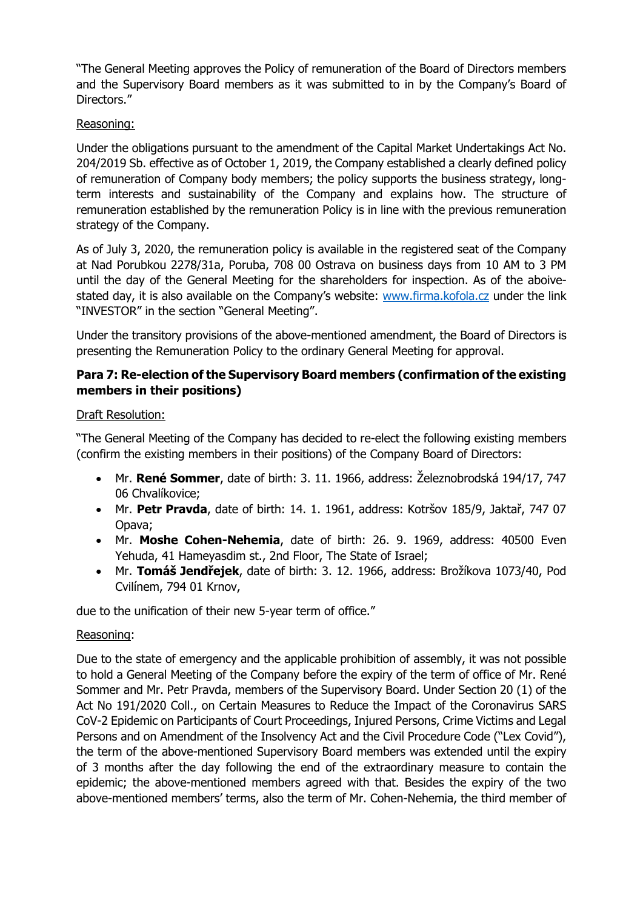"The General Meeting approves the Policy of remuneration of the Board of Directors members and the Supervisory Board members as it was submitted to in by the Company's Board of Directors."

Reasoning:

Under the obligations pursuant to the amendment of the Capital Market Undertakings Act No. 204/2019 Sb. effective as of October 1, 2019, the Company established a clearly defined policy of remuneration of Company body members; the policy supports the business strategy, long-term interests and sustainability of the Company and explains how. The structure of remuneration established by the remuneration Policy is in line with the previous remuneration strategy of the Company.

As of July 3, 2020, the remuneration policy is available in the registered seat of the Company at Nad Porubkou 2278/31a, Poruba, 708 00 Ostrava on business days from 10 AM to 3 PM until the day of the General Meeting for the shareholders for inspection. As of the aboive-stated day, it is also available on the Company's website: www.firma.kofola.cz under the link "INVESTOR" in the section "General Meeting".

Under the transitory provisions of the above-mentioned amendment, the Board of Directors is presenting the Remuneration Policy to the ordinary General Meeting for approval.

**Para 7: Re-election of the Supervisory Board members (confirmation of the existing members in their positions)**

Draft Resolution:

"The General Meeting of the Company has decided to re-elect the following existing members (confirm the existing members in their positions) of the Company Board of Directors:

- Mr. **René Sommer**, date of birth: 3. 11. 1966, address: Železnobrodská 194/17, 747 06 Chvalíkovice;
- Mr. **Petr Pravda**, date of birth: 14. 1. 1961, address: Kotršov 185/9, Jaktař, 747 07 Opava;
- Mr. **Moshe Cohen-Nehemia**, date of birth: 26. 9. 1969, address: 40500 Even Yehuda, 41 Hameyasdim st., 2nd Floor, The State of Israel;
- Mr. **Tomáš Jendřejek**, date of birth: 3. 12. 1966, address: Brožíkova 1073/40, Pod Cvilínem, 794 01 Krnov,

due to the unification of their new 5-year term of office."

Reasoning:

Due to the state of emergency and the applicable prohibition of assembly, it was not possible to hold a General Meeting of the Company before the expiry of the term of office of Mr. René Sommer and Mr. Petr Pravda, members of the Supervisory Board. Under Section 20 (1) of the Act No 191/2020 Coll., on Certain Measures to Reduce the Impact of the Coronavirus SARS CoV-2 Epidemic on Participants of Court Proceedings, Injured Persons, Crime Victims and Legal Persons and on Amendment of the Insolvency Act and the Civil Procedure Code ("Lex Covid"), the term of the above-mentioned Supervisory Board members was extended until the expiry of 3 months after the day following the end of the extraordinary measure to contain the epidemic; the above-mentioned members agreed with that. Besides the expiry of the two above-mentioned members' terms, also the term of Mr. Cohen-Nehemia, the third member of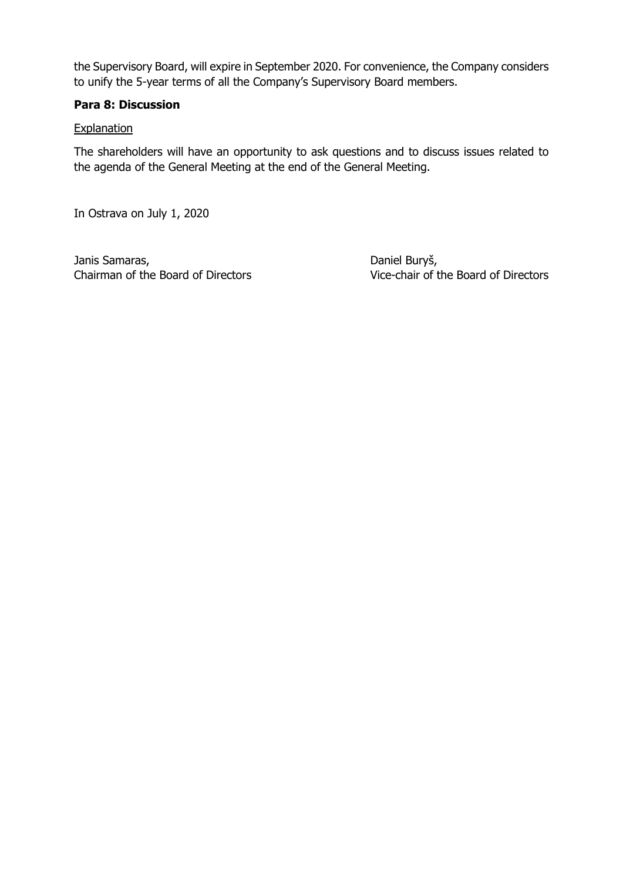the Supervisory Board, will expire in September 2020. For convenience, the Company considers to unify the 5-year terms of all the Company's Supervisory Board members.

**Para 8: Discussion**

Explanation

The shareholders will have an opportunity to ask questions and to discuss issues related to the agenda of the General Meeting at the end of the General Meeting.

In Ostrava on July 1, 2020

Janis Samaras,
Chairman of the Board of Directors

Daniel Buryš,
Vice-chair of the Board of Directors